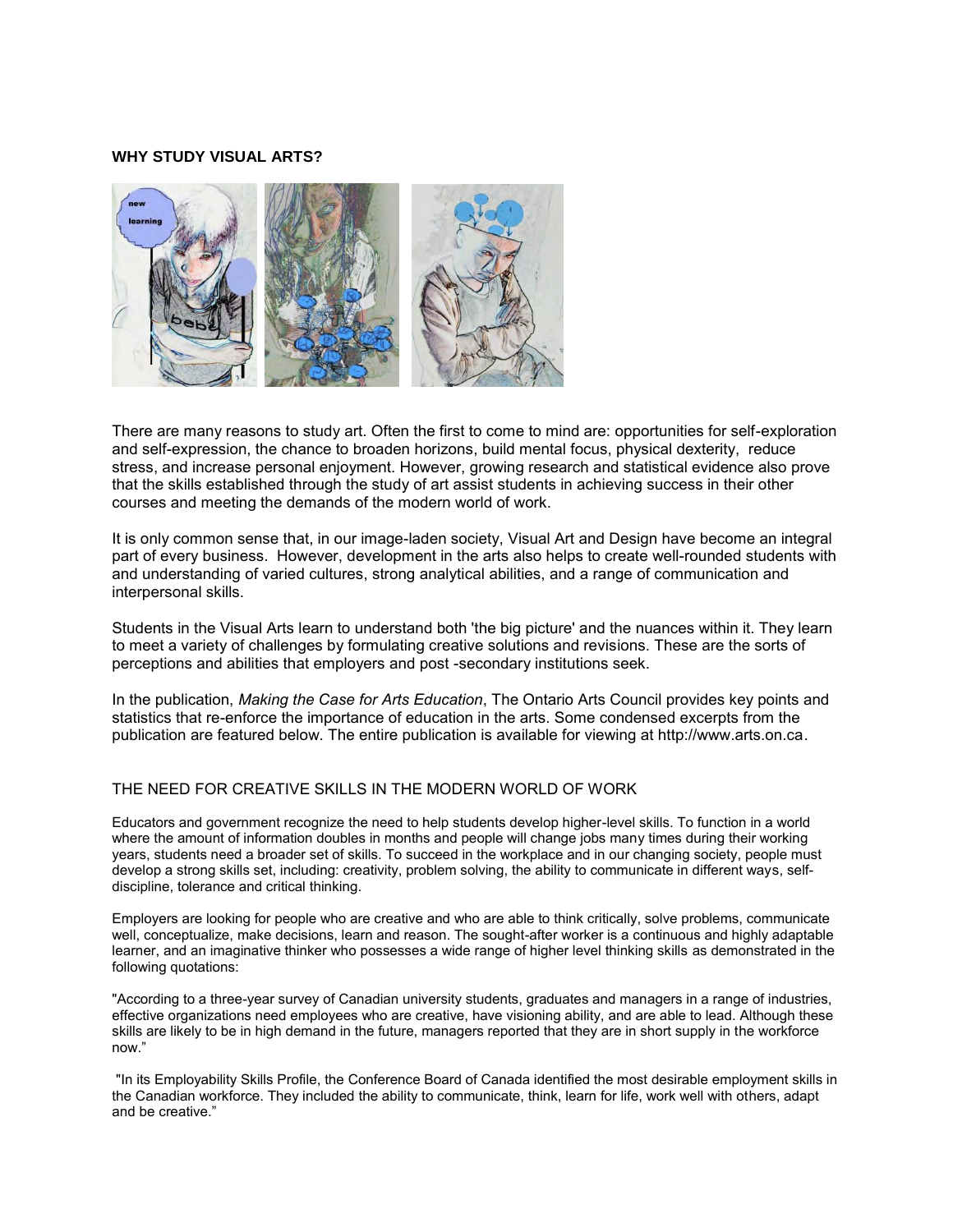**WHY STUDY VISUAL ARTS?**

There are many reasons to study art. Often the first to come to mind are: opportunities for self-exploration and self-expression, the chance to broaden horizons, build mental focus, physical dexterity, reduce stress, and increase personal enjoyment. However, growing research and statistical evidence also prove that the skills established through the study of art assist students in achieving success in their other courses and meeting the demands of the modern world of work.

It is only common sense that, in our image-laden society, Visual Art and Design have become an integral part of every business. However, development in the arts also helps to create well-rounded students with and understanding of varied cultures, strong analytical abilities, and a range of communication and interpersonal skills.

Students in the Visual Arts learn to understand both 'the big picture' and the nuances within it. They learn to meet a variety of challenges by formulating creative solutions and revisions. These are the sorts of perceptions and abilities that employers and post -secondary institutions seek.

In the publication, *Making the Case for Arts Education*, The Ontario Arts Council provides key points and statistics that re-enforce the importance of education in the arts. Some condensed excerpts from the publication are featured below. The entire publication is available for viewing at http://www.arts.on.ca.

## THE NEED FOR CREATIVE SKILLS IN THE MODERN WORLD OF WORK

Educators and government recognize the need to help students develop higher-level skills. To function in a world where the amount of information doubles in months and people will change jobs many times during their working years, students need a broader set of skills. To succeed in the workplace and in our changing society, people must develop a strong skills set, including: creativity, problem solving, the ability to communicate in different ways, self-discipline, tolerance and critical thinking.

Employers are looking for people who are creative and who are able to think critically, solve problems, communicate well, conceptualize, make decisions, learn and reason. The sought-after worker is a continuous and highly adaptable learner, and an imaginative thinker who possesses a wide range of higher level thinking skills as demonstrated in the following quotations:

"According to a three-year survey of Canadian university students, graduates and managers in a range of industries, effective organizations need employees who are creative, have visioning ability, and are able to lead. Although these skills are likely to be in high demand in the future, managers reported that they are in short supply in the workforce now."

"In its Employability Skills Profile, the Conference Board of Canada identified the most desirable employment skills in the Canadian workforce. They included the ability to communicate, think, learn for life, work well with others, adapt and be creative."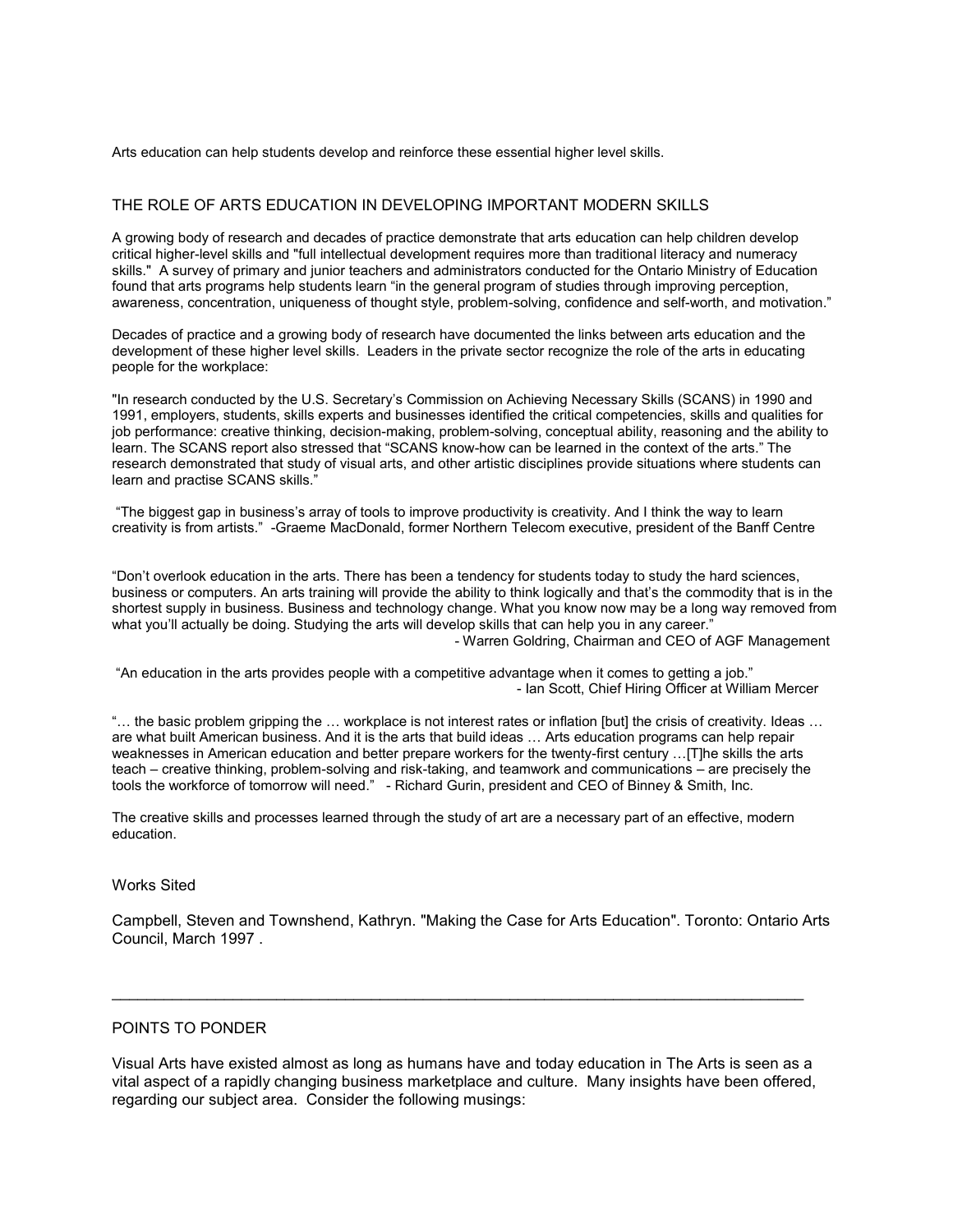Arts education can help students develop and reinforce these essential higher level skills.

## THE ROLE OF ARTS EDUCATION IN DEVELOPING IMPORTANT MODERN SKILLS

A growing body of research and decades of practice demonstrate that arts education can help children develop critical higher-level skills and "full intellectual development requires more than traditional literacy and numeracy skills." A survey of primary and junior teachers and administrators conducted for the Ontario Ministry of Education found that arts programs help students learn "in the general program of studies through improving perception, awareness, concentration, uniqueness of thought style, problem-solving, confidence and self-worth, and motivation."

Decades of practice and a growing body of research have documented the links between arts education and the development of these higher level skills. Leaders in the private sector recognize the role of the arts in educating people for the workplace:

"In research conducted by the U.S. Secretary's Commission on Achieving Necessary Skills (SCANS) in 1990 and 1991, employers, students, skills experts and businesses identified the critical competencies, skills and qualities for job performance: creative thinking, decision-making, problem-solving, conceptual ability, reasoning and the ability to learn. The SCANS report also stressed that "SCANS know-how can be learned in the context of the arts." The research demonstrated that study of visual arts, and other artistic disciplines provide situations where students can learn and practise SCANS skills."

"The biggest gap in business's array of tools to improve productivity is creativity. And I think the way to learn creativity is from artists." -Graeme MacDonald, former Northern Telecom executive, president of the Banff Centre

"Don't overlook education in the arts. There has been a tendency for students today to study the hard sciences, business or computers. An arts training will provide the ability to think logically and that's the commodity that is in the shortest supply in business. Business and technology change. What you know now may be a long way removed from what you'll actually be doing. Studying the arts will develop skills that can help you in any career."
- Warren Goldring, Chairman and CEO of AGF Management

"An education in the arts provides people with a competitive advantage when it comes to getting a job."
- Ian Scott, Chief Hiring Officer at William Mercer

"… the basic problem gripping the … workplace is not interest rates or inflation [but] the crisis of creativity. Ideas … are what built American business. And it is the arts that build ideas … Arts education programs can help repair weaknesses in American education and better prepare workers for the twenty-first century …[T]he skills the arts teach – creative thinking, problem-solving and risk-taking, and teamwork and communications – are precisely the tools the workforce of tomorrow will need." - Richard Gurin, president and CEO of Binney & Smith, Inc.

The creative skills and processes learned through the study of art are a necessary part of an effective, modern education.

### Works Sited

Campbell, Steven and Townshend, Kathryn. "Making the Case for Arts Education". Toronto: Ontario Arts Council, March 1997 .

---

## POINTS TO PONDER

Visual Arts have existed almost as long as humans have and today education in The Arts is seen as a vital aspect of a rapidly changing business marketplace and culture. Many insights have been offered, regarding our subject area. Consider the following musings: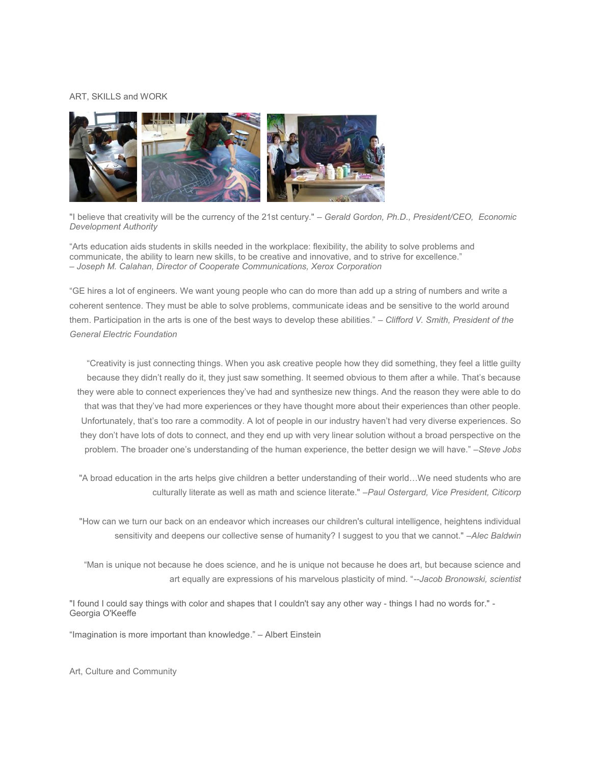## ART, SKILLS and WORK

"I believe that creativity will be the currency of the 21st century." – *Gerald Gordon, Ph.D., President/CEO, Economic Development Authority*

"Arts education aids students in skills needed in the workplace: flexibility, the ability to solve problems and communicate, the ability to learn new skills, to be creative and innovative, and to strive for excellence."
– *Joseph M. Calahan, Director of Cooperate Communications, Xerox Corporation*

"GE hires a lot of engineers. We want young people who can do more than add up a string of numbers and write a coherent sentence. They must be able to solve problems, communicate ideas and be sensitive to the world around them. Participation in the arts is one of the best ways to develop these abilities." – *Clifford V. Smith, President of the General Electric Foundation*

"Creativity is just connecting things. When you ask creative people how they did something, they feel a little guilty because they didn't really do it, they just saw something. It seemed obvious to them after a while. That's because they were able to connect experiences they've had and synthesize new things. And the reason they were able to do that was that they've had more experiences or they have thought more about their experiences than other people. Unfortunately, that's too rare a commodity. A lot of people in our industry haven't had very diverse experiences. So they don't have lots of dots to connect, and they end up with very linear solution without a broad perspective on the problem. The broader one's understanding of the human experience, the better design we will have." –*Steve Jobs*

"A broad education in the arts helps give children a better understanding of their world…We need students who are culturally literate as well as math and science literate." –*Paul Ostergard, Vice President, Citicorp*

"How can we turn our back on an endeavor which increases our children's cultural intelligence, heightens individual sensitivity and deepens our collective sense of humanity? I suggest to you that we cannot." –*Alec Baldwin*

"Man is unique not because he does science, and he is unique not because he does art, but because science and art equally are expressions of his marvelous plasticity of mind. "--*Jacob Bronowski, scientist*

"I found I could say things with color and shapes that I couldn't say any other way - things I had no words for." - Georgia O'Keeffe

"Imagination is more important than knowledge." – Albert Einstein

## Art, Culture and Community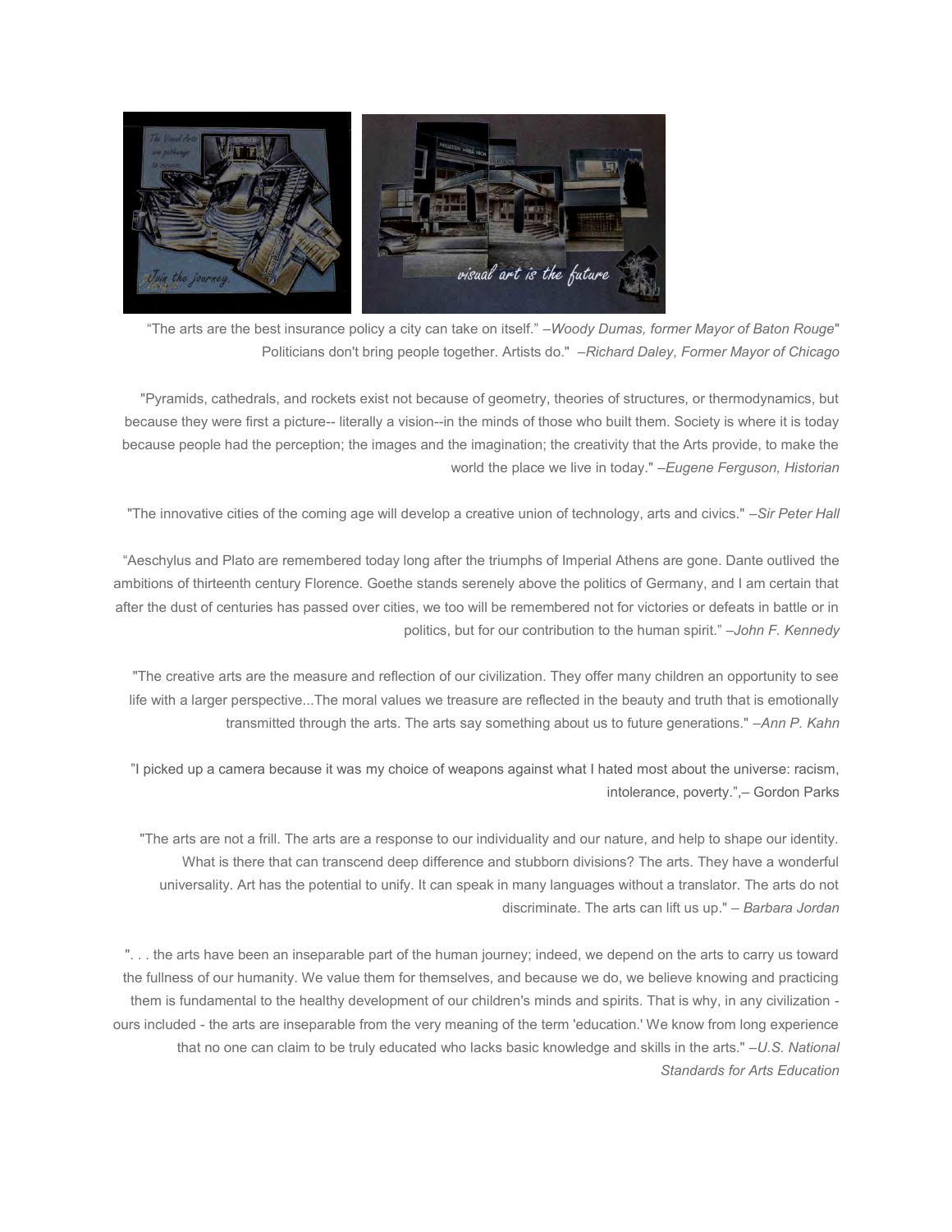"The arts are the best insurance policy a city can take on itself." –*Woody Dumas, former Mayor of Baton Rouge*" Politicians don't bring people together. Artists do." –*Richard Daley, Former Mayor of Chicago*

"Pyramids, cathedrals, and rockets exist not because of geometry, theories of structures, or thermodynamics, but because they were first a picture-- literally a vision--in the minds of those who built them. Society is where it is today because people had the perception; the images and the imagination; the creativity that the Arts provide, to make the world the place we live in today." –*Eugene Ferguson, Historian*

"The innovative cities of the coming age will develop a creative union of technology, arts and civics." –*Sir Peter Hall*

"Aeschylus and Plato are remembered today long after the triumphs of Imperial Athens are gone. Dante outlived the ambitions of thirteenth century Florence. Goethe stands serenely above the politics of Germany, and I am certain that after the dust of centuries has passed over cities, we too will be remembered not for victories or defeats in battle or in politics, but for our contribution to the human spirit." –*John F. Kennedy*

"The creative arts are the measure and reflection of our civilization. They offer many children an opportunity to see life with a larger perspective...The moral values we treasure are reflected in the beauty and truth that is emotionally transmitted through the arts. The arts say something about us to future generations." –*Ann P. Kahn*

"I picked up a camera because it was my choice of weapons against what I hated most about the universe: racism, intolerance, poverty.",– Gordon Parks

"The arts are not a frill. The arts are a response to our individuality and our nature, and help to shape our identity. What is there that can transcend deep difference and stubborn divisions? The arts. They have a wonderful universality. Art has the potential to unify. It can speak in many languages without a translator. The arts do not discriminate. The arts can lift us up." – *Barbara Jordan*

". . . the arts have been an inseparable part of the human journey; indeed, we depend on the arts to carry us toward the fullness of our humanity. We value them for themselves, and because we do, we believe knowing and practicing them is fundamental to the healthy development of our children's minds and spirits. That is why, in any civilization - ours included - the arts are inseparable from the very meaning of the term 'education.' We know from long experience that no one can claim to be truly educated who lacks basic knowledge and skills in the arts." –*U.S. National Standards for Arts Education*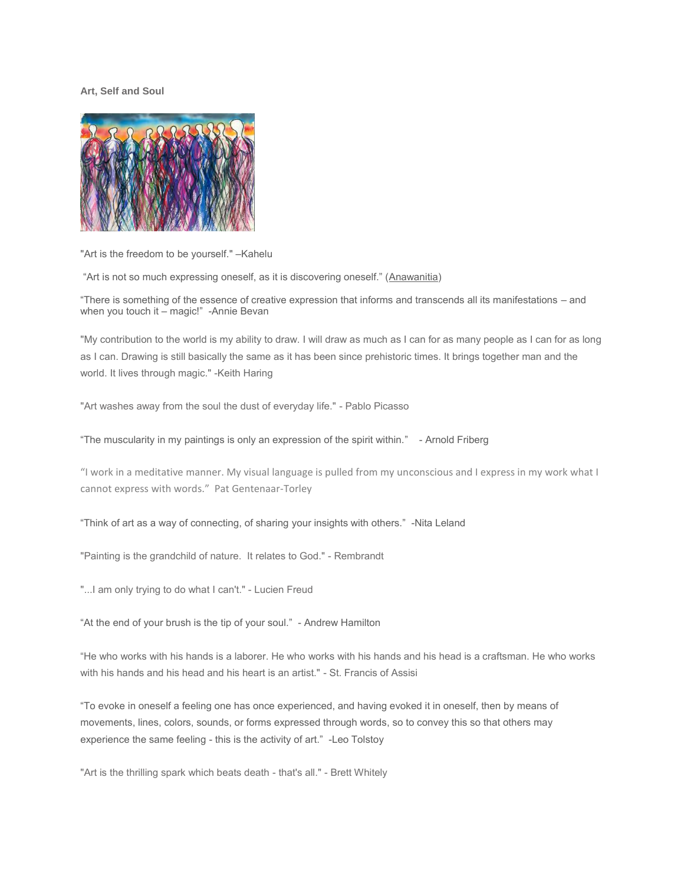**Art, Self and Soul**

"Art is the freedom to be yourself." –Kahelu

"Art is not so much expressing oneself, as it is discovering oneself." (Anawanitia)

"There is something of the essence of creative expression that informs and transcends all its manifestations – and when you touch it – magic!" -Annie Bevan

"My contribution to the world is my ability to draw. I will draw as much as I can for as many people as I can for as long as I can. Drawing is still basically the same as it has been since prehistoric times. It brings together man and the world. It lives through magic." -Keith Haring

"Art washes away from the soul the dust of everyday life." - Pablo Picasso

"The muscularity in my paintings is only an expression of the spirit within." - Arnold Friberg

"I work in a meditative manner. My visual language is pulled from my unconscious and I express in my work what I cannot express with words." Pat Gentenaar-Torley

"Think of art as a way of connecting, of sharing your insights with others." -Nita Leland

"Painting is the grandchild of nature. It relates to God." - Rembrandt

"...I am only trying to do what I can't." - Lucien Freud

"At the end of your brush is the tip of your soul." - Andrew Hamilton

"He who works with his hands is a laborer. He who works with his hands and his head is a craftsman. He who works with his hands and his head and his heart is an artist." - St. Francis of Assisi

"To evoke in oneself a feeling one has once experienced, and having evoked it in oneself, then by means of movements, lines, colors, sounds, or forms expressed through words, so to convey this so that others may experience the same feeling - this is the activity of art." -Leo Tolstoy

"Art is the thrilling spark which beats death - that's all." - Brett Whitely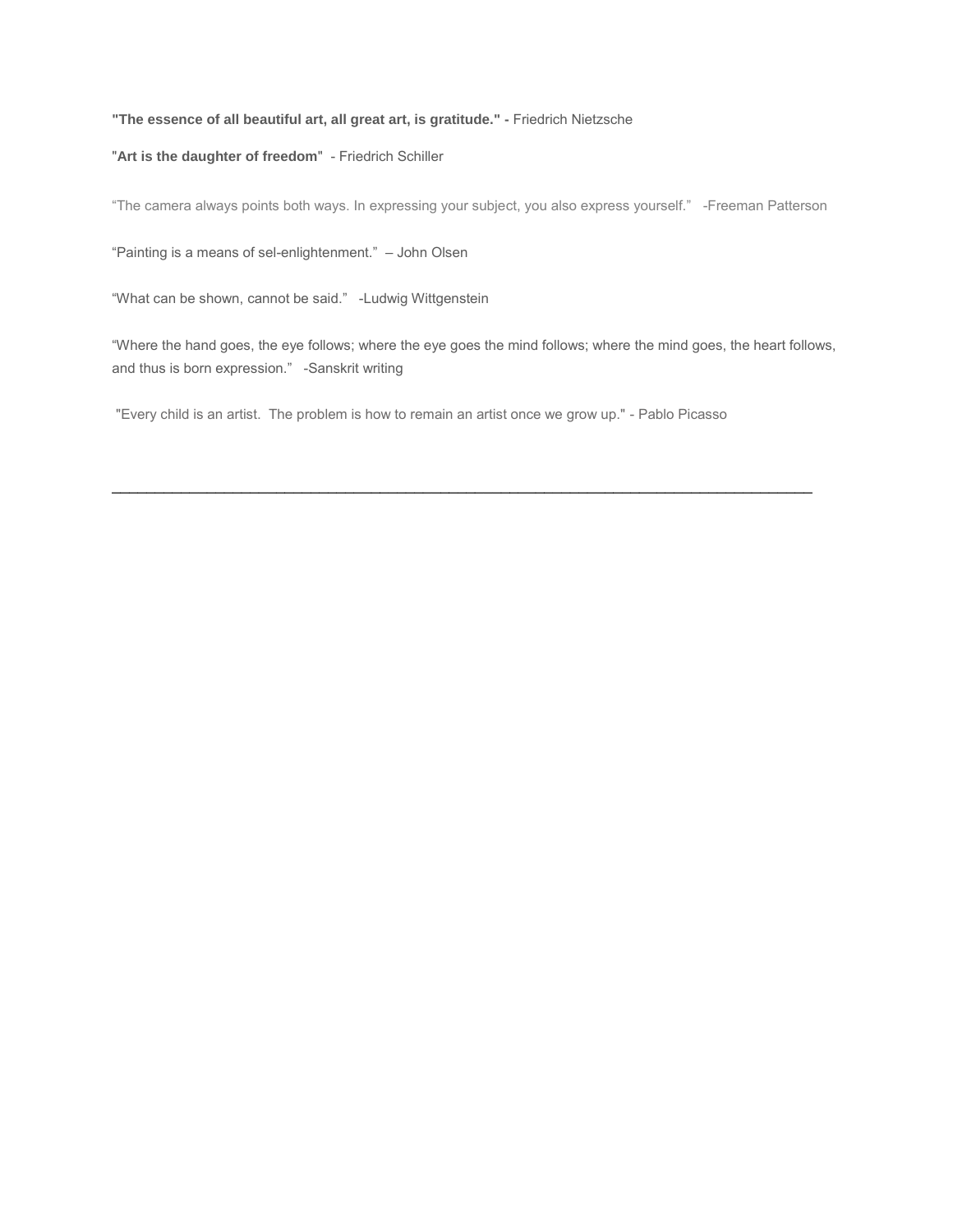**"The essence of all beautiful art, all great art, is gratitude." -** Friedrich Nietzsche

"**Art is the daughter of freedom**" - Friedrich Schiller

"The camera always points both ways. In expressing your subject, you also express yourself." -Freeman Patterson

"Painting is a means of sel-enlightenment." – John Olsen

"What can be shown, cannot be said." -Ludwig Wittgenstein

"Where the hand goes, the eye follows; where the eye goes the mind follows; where the mind goes, the heart follows, and thus is born expression." -Sanskrit writing

"Every child is an artist. The problem is how to remain an artist once we grow up." - Pablo Picasso

---